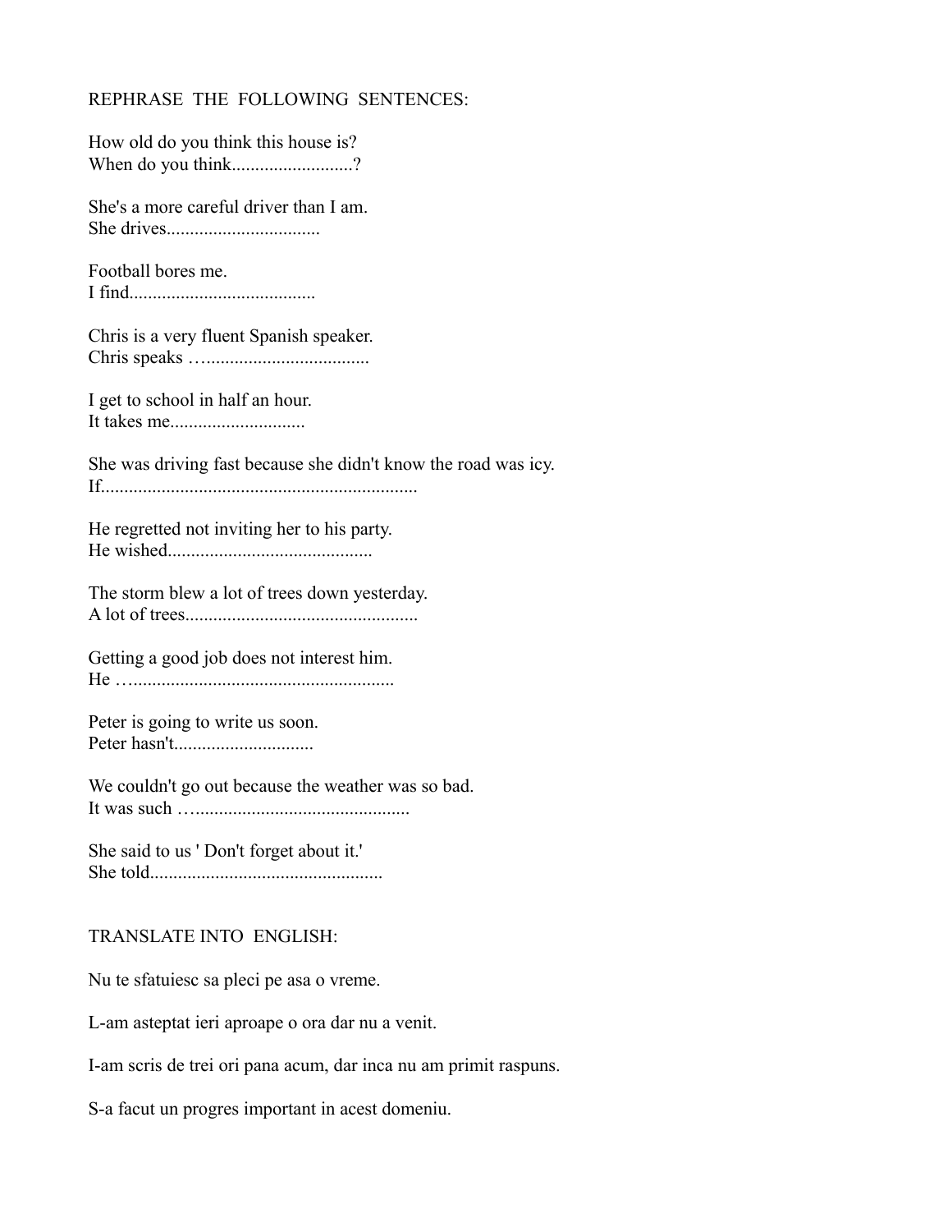REPHRASE THE FOLLOWING SENTENCES:

How old do you think this house is?
When do you think..........................?

She's a more careful driver than I am.
She drives................................

Football bores me.
I find.......................................

Chris is a very fluent Spanish speaker.
Chris speaks ….................................

I get to school in half an hour.
It takes me............................

She was driving fast because she didn't know the road was icy.
If...................................................................

He regretted not inviting her to his party.
He wished...........................................

The storm blew a lot of trees down yesterday.
A lot of trees.................................................

Getting a good job does not interest him.
He …......................................................

Peter is going to write us soon.
Peter hasn't.............................

We couldn't go out because the weather was so bad.
It was such …...........................................

She said to us ' Don't forget about it.'
She told.................................................

TRANSLATE INTO ENGLISH:

Nu te sfatuiesc sa pleci pe asa o vreme.

L-am asteptat ieri aproape o ora dar nu a venit.

I-am scris de trei ori pana acum, dar inca nu am primit raspuns.

S-a facut un progres important in acest domeniu.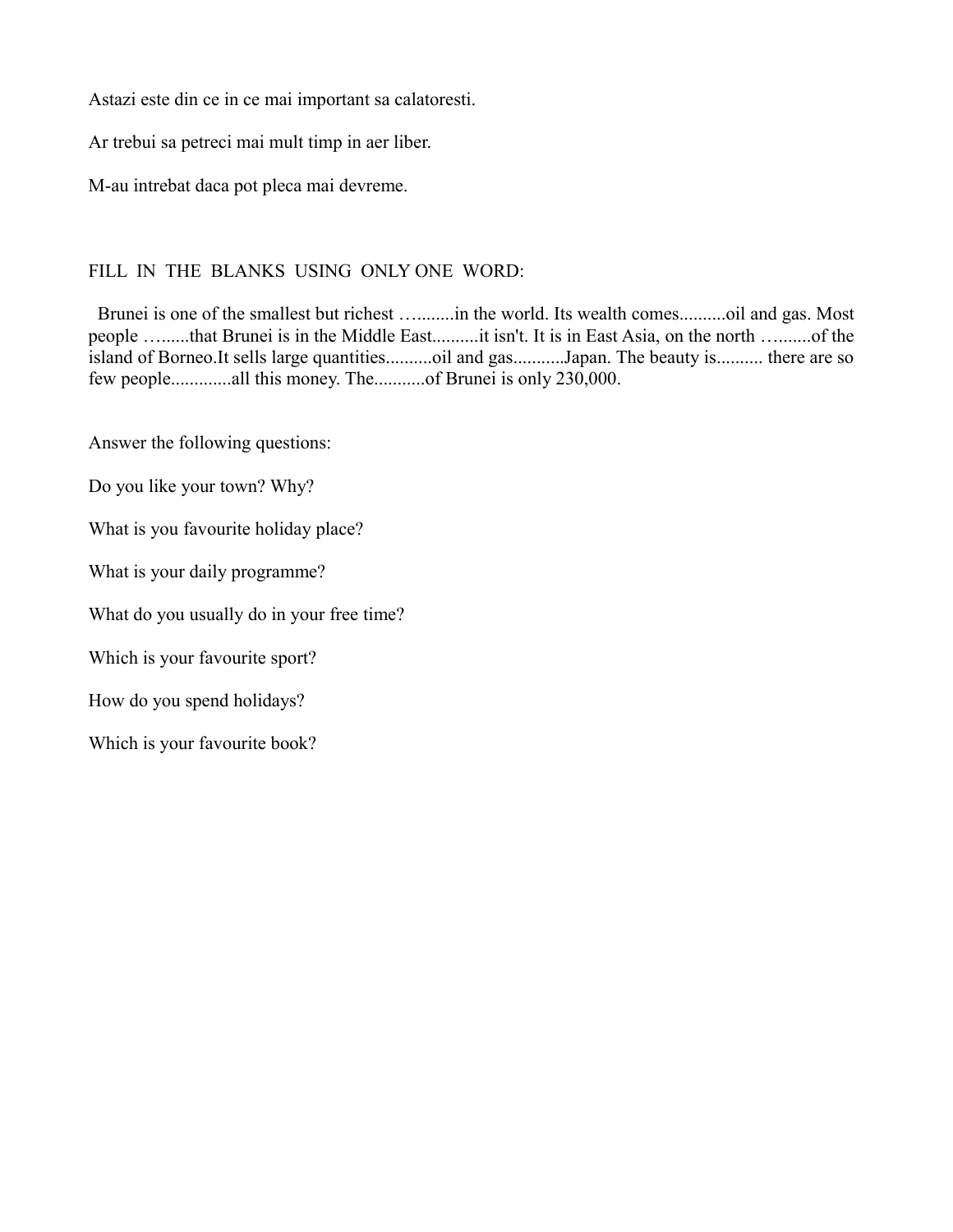Astazi este din ce in ce mai important sa calatoresti.

Ar trebui sa petreci mai mult timp in aer liber.

M-au intrebat daca pot pleca mai devreme.

FILL IN THE BLANKS USING ONLY ONE WORD:

Brunei is one of the smallest but richest …........in the world. Its wealth comes..........oil and gas. Most people …......that Brunei is in the Middle East..........it isn't. It is in East Asia, on the north …........of the island of Borneo.It sells large quantities..........oil and gas...........Japan. The beauty is.......... there are so few people.............all this money. The...........of Brunei is only 230,000.

Answer the following questions:

Do you like your town? Why?

What is you favourite holiday place?

What is your daily programme?

What do you usually do in your free time?

Which is your favourite sport?

How do you spend holidays?

Which is your favourite book?